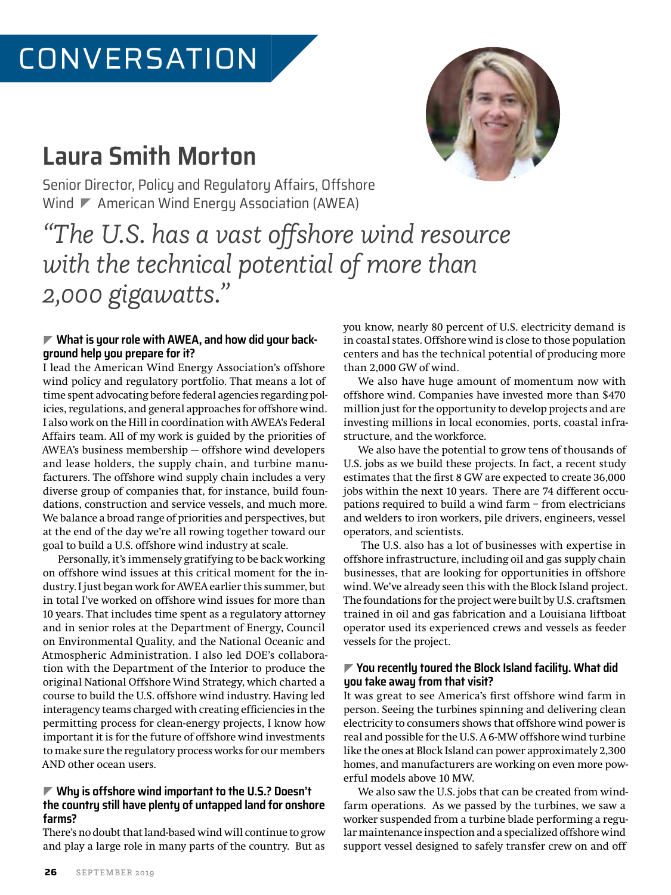# CONVERSATION

## Laura Smith Morton

Senior Director, Policy and Regulatory Affairs, Offshore Wind ◤ American Wind Energy Association (AWEA)

*"The U.S. has a vast offshore wind resource with the technical potential of more than 2,000 gigawatts."*

### ◤ What is your role with AWEA, and how did your background help you prepare for it?

I lead the American Wind Energy Association's offshore wind policy and regulatory portfolio. That means a lot of time spent advocating before federal agencies regarding policies, regulations, and general approaches for offshore wind. I also work on the Hill in coordination with AWEA's Federal Affairs team. All of my work is guided by the priorities of AWEA's business membership — offshore wind developers and lease holders, the supply chain, and turbine manufacturers. The offshore wind supply chain includes a very diverse group of companies that, for instance, build foundations, construction and service vessels, and much more. We balance a broad range of priorities and perspectives, but at the end of the day we're all rowing together toward our goal to build a U.S. offshore wind industry at scale.

Personally, it's immensely gratifying to be back working on offshore wind issues at this critical moment for the industry. I just began work for AWEA earlier this summer, but in total I've worked on offshore wind issues for more than 10 years. That includes time spent as a regulatory attorney and in senior roles at the Department of Energy, Council on Environmental Quality, and the National Oceanic and Atmospheric Administration. I also led DOE's collaboration with the Department of the Interior to produce the original National Offshore Wind Strategy, which charted a course to build the U.S. offshore wind industry. Having led interagency teams charged with creating efficiencies in the permitting process for clean-energy projects, I know how important it is for the future of offshore wind investments to make sure the regulatory process works for our members AND other ocean users.

### ◤ Why is offshore wind important to the U.S.? Doesn't the country still have plenty of untapped land for onshore farms?

There's no doubt that land-based wind will continue to grow and play a large role in many parts of the country. But as you know, nearly 80 percent of U.S. electricity demand is in coastal states. Offshore wind is close to those population centers and has the technical potential of producing more than 2,000 GW of wind.

We also have huge amount of momentum now with offshore wind. Companies have invested more than $470 million just for the opportunity to develop projects and are investing millions in local economies, ports, coastal infrastructure, and the workforce.

We also have the potential to grow tens of thousands of U.S. jobs as we build these projects. In fact, a recent study estimates that the first 8 GW are expected to create 36,000 jobs within the next 10 years. There are 74 different occupations required to build a wind farm – from electricians and welders to iron workers, pile drivers, engineers, vessel operators, and scientists.

The U.S. also has a lot of businesses with expertise in offshore infrastructure, including oil and gas supply chain businesses, that are looking for opportunities in offshore wind. We've already seen this with the Block Island project. The foundations for the project were built by U.S. craftsmen trained in oil and gas fabrication and a Louisiana liftboat operator used its experienced crews and vessels as feeder vessels for the project.

### ◤ You recently toured the Block Island facility. What did you take away from that visit?

It was great to see America's first offshore wind farm in person. Seeing the turbines spinning and delivering clean electricity to consumers shows that offshore wind power is real and possible for the U.S. A 6-MW offshore wind turbine like the ones at Block Island can power approximately 2,300 homes, and manufacturers are working on even more powerful models above 10 MW.

We also saw the U.S. jobs that can be created from wind-farm operations. As we passed by the turbines, we saw a worker suspended from a turbine blade performing a regular maintenance inspection and a specialized offshore wind support vessel designed to safely transfer crew on and off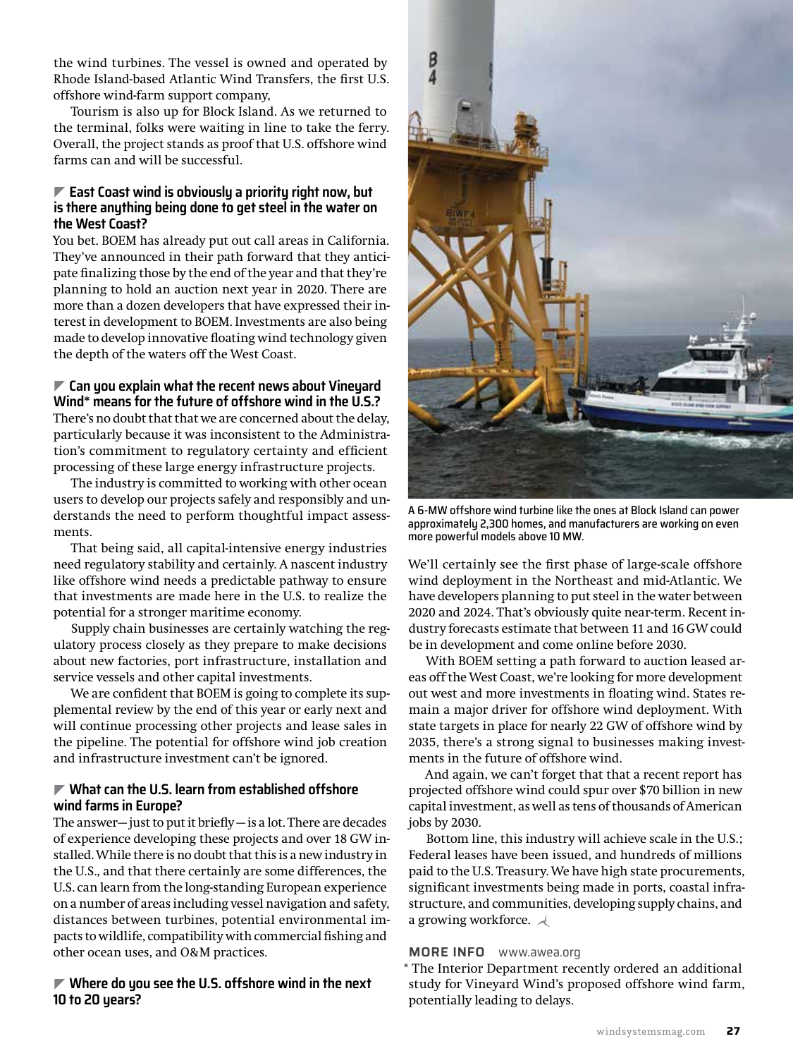the wind turbines. The vessel is owned and operated by Rhode Island-based Atlantic Wind Transfers, the first U.S. offshore wind-farm support company,

Tourism is also up for Block Island. As we returned to the terminal, folks were waiting in line to take the ferry. Overall, the project stands as proof that U.S. offshore wind farms can and will be successful.

### East Coast wind is obviously a priority right now, but is there anything being done to get steel in the water on the West Coast?

You bet. BOEM has already put out call areas in California. They've announced in their path forward that they anticipate finalizing those by the end of the year and that they're planning to hold an auction next year in 2020. There are more than a dozen developers that have expressed their interest in development to BOEM. Investments are also being made to develop innovative floating wind technology given the depth of the waters off the West Coast.

### Can you explain what the recent news about Vineyard Wind* means for the future of offshore wind in the U.S.?

There's no doubt that that we are concerned about the delay, particularly because it was inconsistent to the Administration's commitment to regulatory certainty and efficient processing of these large energy infrastructure projects.

The industry is committed to working with other ocean users to develop our projects safely and responsibly and understands the need to perform thoughtful impact assessments.

That being said, all capital-intensive energy industries need regulatory stability and certainly. A nascent industry like offshore wind needs a predictable pathway to ensure that investments are made here in the U.S. to realize the potential for a stronger maritime economy.

Supply chain businesses are certainly watching the regulatory process closely as they prepare to make decisions about new factories, port infrastructure, installation and service vessels and other capital investments.

We are confident that BOEM is going to complete its supplemental review by the end of this year or early next and will continue processing other projects and lease sales in the pipeline. The potential for offshore wind job creation and infrastructure investment can't be ignored.

### What can the U.S. learn from established offshore wind farms in Europe?

The answer — just to put it briefly — is a lot. There are decades of experience developing these projects and over 18 GW installed. While there is no doubt that this is a new industry in the U.S., and that there certainly are some differences, the U.S. can learn from the long-standing European experience on a number of areas including vessel navigation and safety, distances between turbines, potential environmental impacts to wildlife, compatibility with commercial fishing and other ocean uses, and O&M practices.

### Where do you see the U.S. offshore wind in the next 10 to 20 years?

A 6-MW offshore wind turbine like the ones at Block Island can power approximately 2,300 homes, and manufacturers are working on even more powerful models above 10 MW.

We'll certainly see the first phase of large-scale offshore wind deployment in the Northeast and mid-Atlantic. We have developers planning to put steel in the water between 2020 and 2024. That's obviously quite near-term. Recent industry forecasts estimate that between 11 and 16 GW could be in development and come online before 2030.

With BOEM setting a path forward to auction leased areas off the West Coast, we're looking for more development out west and more investments in floating wind. States remain a major driver for offshore wind deployment. With state targets in place for nearly 22 GW of offshore wind by 2035, there's a strong signal to businesses making investments in the future of offshore wind.

And again, we can't forget that that a recent report has projected offshore wind could spur over $70 billion in new capital investment, as well as tens of thousands of American jobs by 2030.

Bottom line, this industry will achieve scale in the U.S.; Federal leases have been issued, and hundreds of millions paid to the U.S. Treasury. We have high state procurements, significant investments being made in ports, coastal infrastructure, and communities, developing supply chains, and a growing workforce.

**MORE INFO** www.awea.org

* The Interior Department recently ordered an additional study for Vineyard Wind's proposed offshore wind farm, potentially leading to delays.